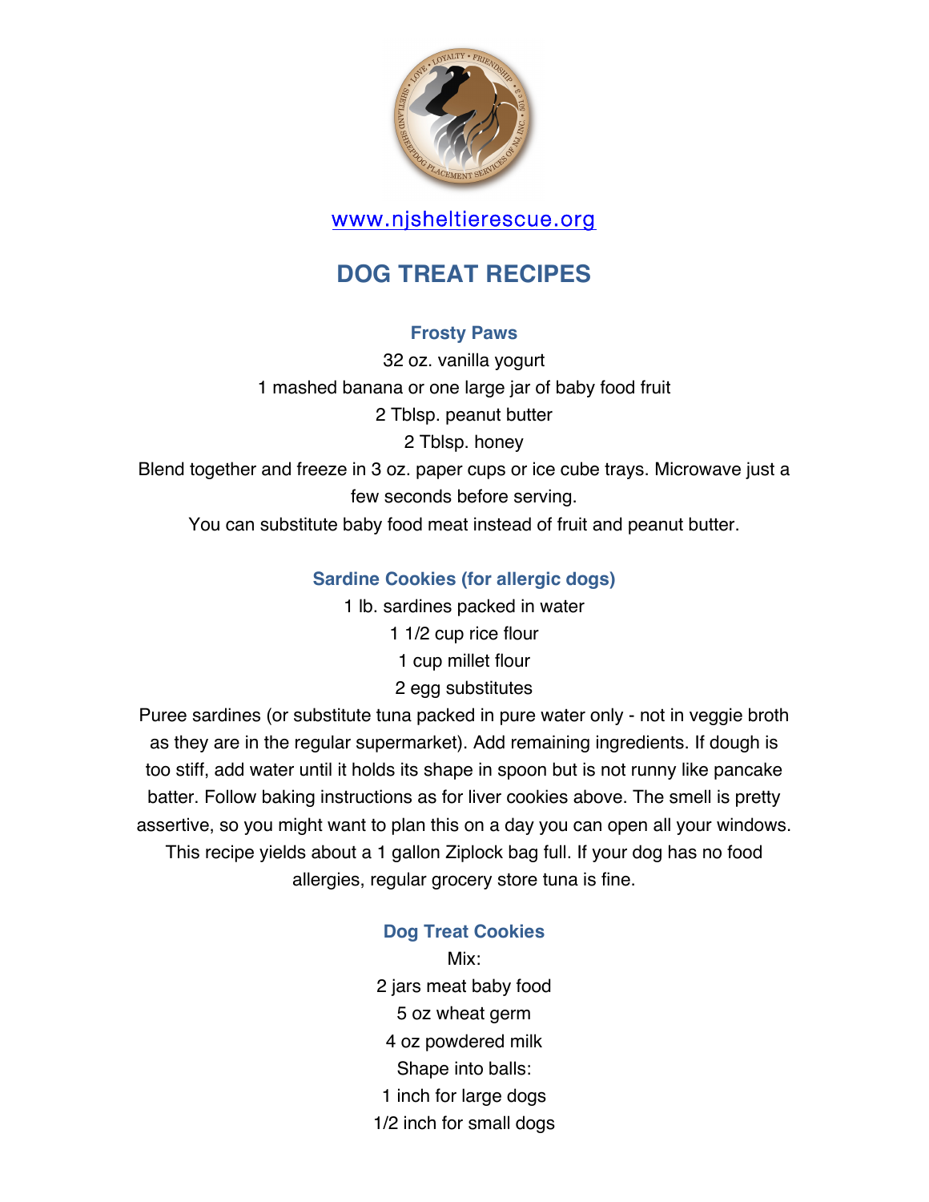www.njsheltierescue.org

# DOG TREAT RECIPES

### Frosty Paws

32 oz. vanilla yogurt
1 mashed banana or one large jar of baby food fruit
2 Tblsp. peanut butter
2 Tblsp. honey

Blend together and freeze in 3 oz. paper cups or ice cube trays. Microwave just a few seconds before serving.

You can substitute baby food meat instead of fruit and peanut butter.

### Sardine Cookies (for allergic dogs)

1 lb. sardines packed in water
1 1/2 cup rice flour
1 cup millet flour
2 egg substitutes

Puree sardines (or substitute tuna packed in pure water only - not in veggie broth as they are in the regular supermarket). Add remaining ingredients. If dough is too stiff, add water until it holds its shape in spoon but is not runny like pancake batter. Follow baking instructions as for liver cookies above. The smell is pretty assertive, so you might want to plan this on a day you can open all your windows. This recipe yields about a 1 gallon Ziplock bag full. If your dog has no food allergies, regular grocery store tuna is fine.

### Dog Treat Cookies

Mix:
2 jars meat baby food
5 oz wheat germ
4 oz powdered milk

Shape into balls:
1 inch for large dogs
1/2 inch for small dogs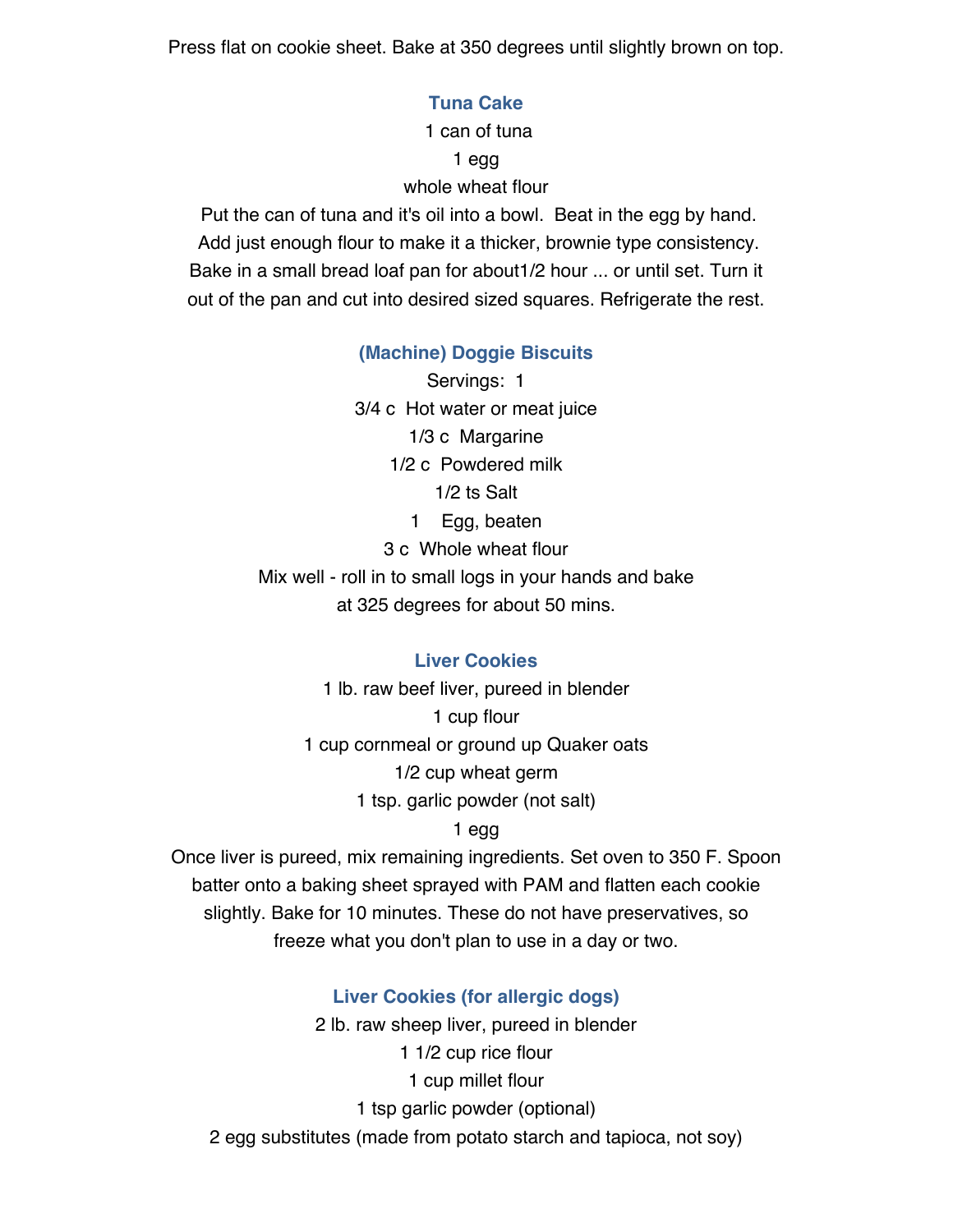Press flat on cookie sheet. Bake at 350 degrees until slightly brown on top.

### Tuna Cake

1 can of tuna

1 egg

whole wheat flour

Put the can of tuna and it's oil into a bowl. Beat in the egg by hand. Add just enough flour to make it a thicker, brownie type consistency. Bake in a small bread loaf pan for about1/2 hour ... or until set. Turn it out of the pan and cut into desired sized squares. Refrigerate the rest.

### (Machine) Doggie Biscuits

Servings: 1

3/4 c Hot water or meat juice

1/3 c Margarine

1/2 c Powdered milk

1/2 ts Salt

1 Egg, beaten

3 c Whole wheat flour

Mix well - roll in to small logs in your hands and bake at 325 degrees for about 50 mins.

### Liver Cookies

1 lb. raw beef liver, pureed in blender

1 cup flour

1 cup cornmeal or ground up Quaker oats

1/2 cup wheat germ

1 tsp. garlic powder (not salt)

1 egg

Once liver is pureed, mix remaining ingredients. Set oven to 350 F. Spoon batter onto a baking sheet sprayed with PAM and flatten each cookie slightly. Bake for 10 minutes. These do not have preservatives, so freeze what you don't plan to use in a day or two.

### Liver Cookies (for allergic dogs)

2 lb. raw sheep liver, pureed in blender

1 1/2 cup rice flour

1 cup millet flour

1 tsp garlic powder (optional)

2 egg substitutes (made from potato starch and tapioca, not soy)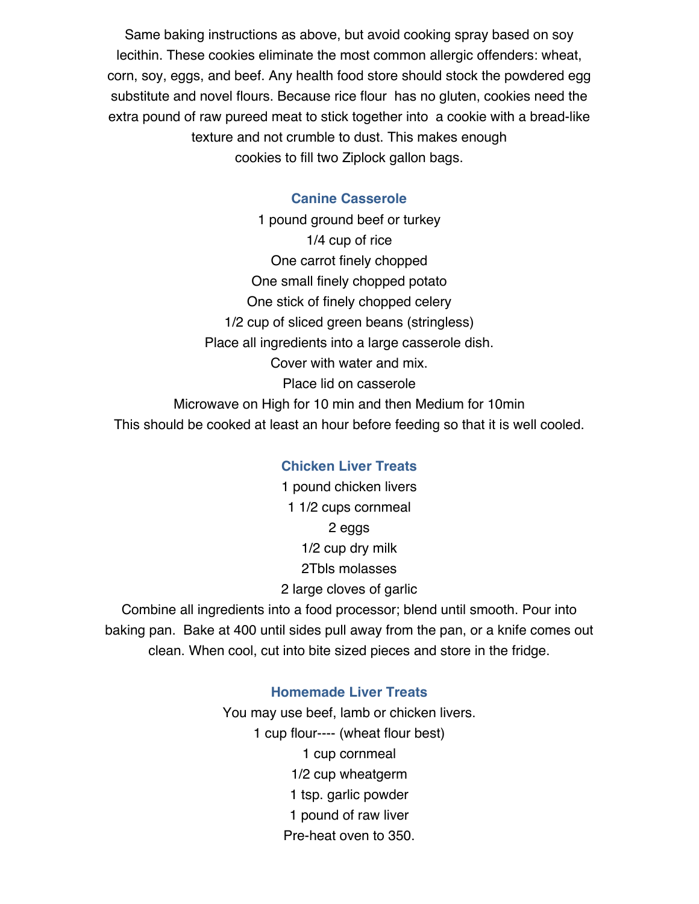Same baking instructions as above, but avoid cooking spray based on soy lecithin. These cookies eliminate the most common allergic offenders: wheat, corn, soy, eggs, and beef. Any health food store should stock the powdered egg substitute and novel flours. Because rice flour has no gluten, cookies need the extra pound of raw pureed meat to stick together into a cookie with a bread-like texture and not crumble to dust. This makes enough cookies to fill two Ziplock gallon bags.

### Canine Casserole

1 pound ground beef or turkey
1/4 cup of rice
One carrot finely chopped
One small finely chopped potato
One stick of finely chopped celery
1/2 cup of sliced green beans (stringless)
Place all ingredients into a large casserole dish.
Cover with water and mix.
Place lid on casserole
Microwave on High for 10 min and then Medium for 10min
This should be cooked at least an hour before feeding so that it is well cooled.

### Chicken Liver Treats

1 pound chicken livers
1 1/2 cups cornmeal
2 eggs
1/2 cup dry milk
2Tbls molasses
2 large cloves of garlic
Combine all ingredients into a food processor; blend until smooth. Pour into baking pan. Bake at 400 until sides pull away from the pan, or a knife comes out clean. When cool, cut into bite sized pieces and store in the fridge.

### Homemade Liver Treats

You may use beef, lamb or chicken livers.
1 cup flour---- (wheat flour best)
1 cup cornmeal
1/2 cup wheatgerm
1 tsp. garlic powder
1 pound of raw liver
Pre-heat oven to 350.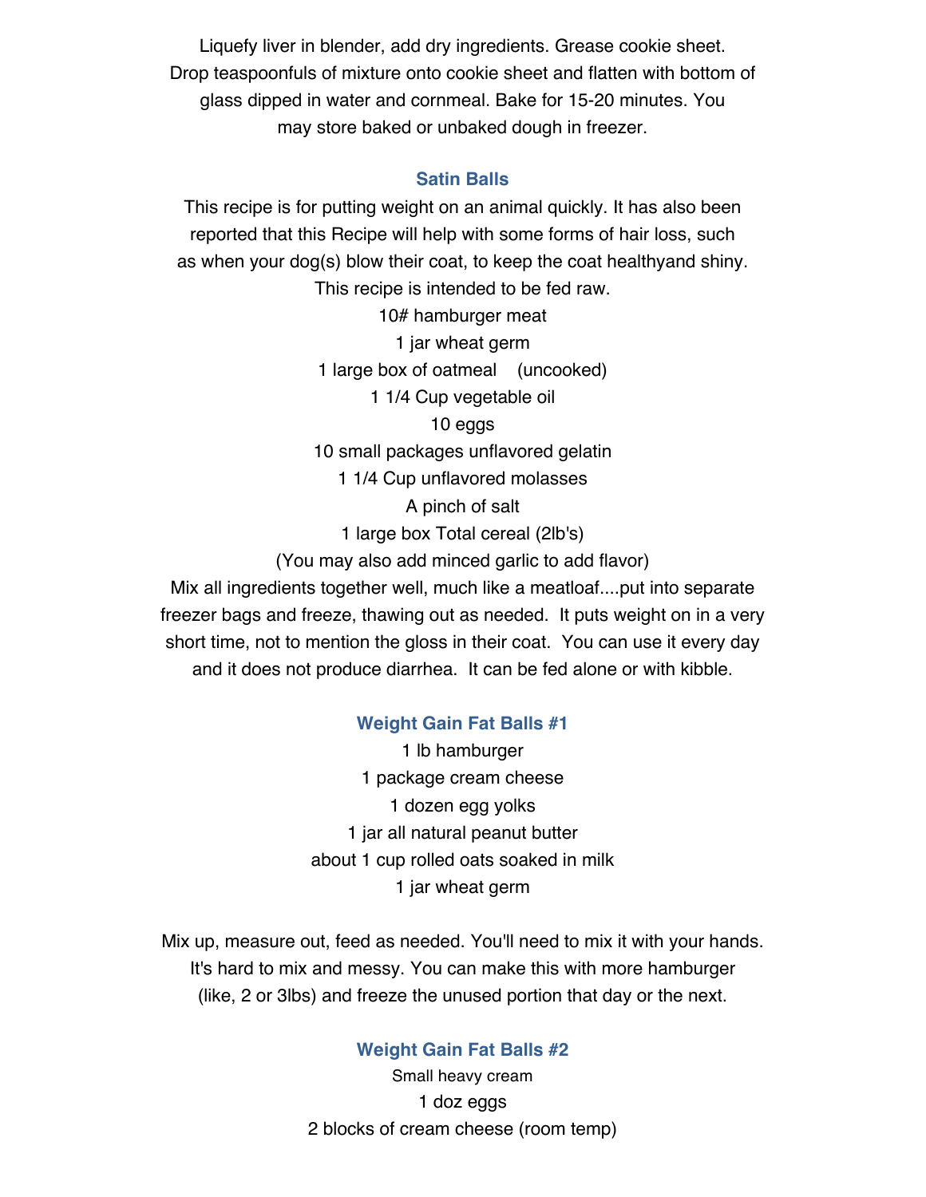Liquefy liver in blender, add dry ingredients. Grease cookie sheet. Drop teaspoonfuls of mixture onto cookie sheet and flatten with bottom of glass dipped in water and cornmeal. Bake for 15-20 minutes. You may store baked or unbaked dough in freezer.

### Satin Balls

This recipe is for putting weight on an animal quickly. It has also been reported that this Recipe will help with some forms of hair loss, such as when your dog(s) blow their coat, to keep the coat healthyand shiny. This recipe is intended to be fed raw.

10# hamburger meat
1 jar wheat germ
1 large box of oatmeal (uncooked)
1 1/4 Cup vegetable oil
10 eggs
10 small packages unflavored gelatin
1 1/4 Cup unflavored molasses
A pinch of salt
1 large box Total cereal (2lb's)
(You may also add minced garlic to add flavor)

Mix all ingredients together well, much like a meatloaf....put into separate freezer bags and freeze, thawing out as needed. It puts weight on in a very short time, not to mention the gloss in their coat. You can use it every day and it does not produce diarrhea. It can be fed alone or with kibble.

### Weight Gain Fat Balls #1

1 lb hamburger
1 package cream cheese
1 dozen egg yolks
1 jar all natural peanut butter
about 1 cup rolled oats soaked in milk
1 jar wheat germ

Mix up, measure out, feed as needed. You'll need to mix it with your hands. It's hard to mix and messy. You can make this with more hamburger (like, 2 or 3lbs) and freeze the unused portion that day or the next.

### Weight Gain Fat Balls #2

Small heavy cream
1 doz eggs
2 blocks of cream cheese (room temp)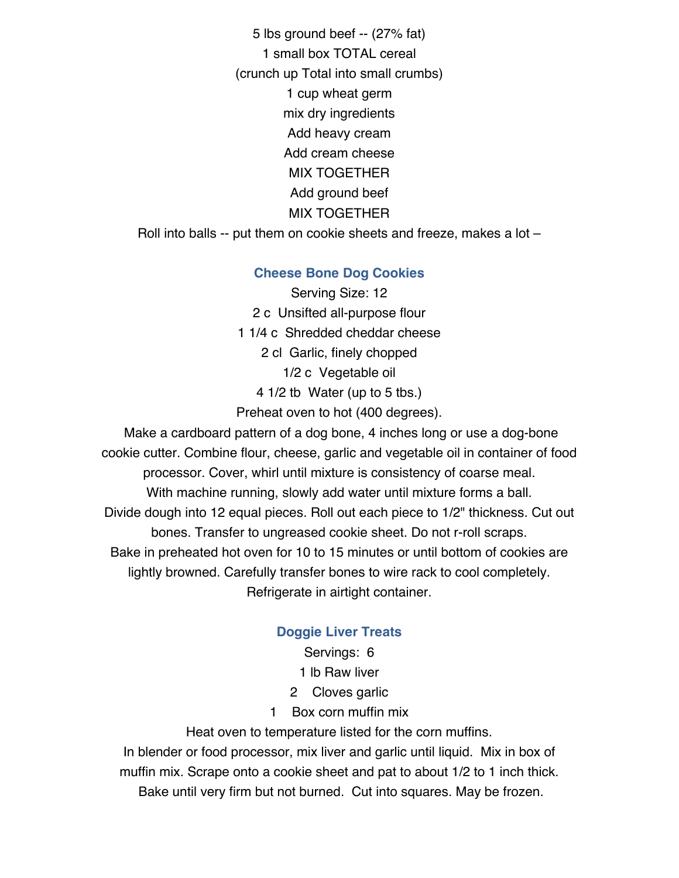5 lbs ground beef -- (27% fat)

1 small box TOTAL cereal

(crunch up Total into small crumbs)

1 cup wheat germ

mix dry ingredients

Add heavy cream

Add cream cheese

MIX TOGETHER

Add ground beef

MIX TOGETHER

Roll into balls -- put them on cookie sheets and freeze, makes a lot –

### Cheese Bone Dog Cookies

Serving Size: 12

2 c  Unsifted all-purpose flour

1 1/4 c  Shredded cheddar cheese

2 cl  Garlic, finely chopped

1/2 c  Vegetable oil

4 1/2 tb  Water (up to 5 tbs.)

Preheat oven to hot (400 degrees).

Make a cardboard pattern of a dog bone, 4 inches long or use a dog-bone cookie cutter. Combine flour, cheese, garlic and vegetable oil in container of food processor. Cover, whirl until mixture is consistency of coarse meal. With machine running, slowly add water until mixture forms a ball. Divide dough into 12 equal pieces. Roll out each piece to 1/2" thickness. Cut out bones. Transfer to ungreased cookie sheet. Do not r-roll scraps. Bake in preheated hot oven for 10 to 15 minutes or until bottom of cookies are lightly browned. Carefully transfer bones to wire rack to cool completely. Refrigerate in airtight container.

### Doggie Liver Treats

Servings:  6

1 lb Raw liver

2    Cloves garlic

1    Box corn muffin mix

Heat oven to temperature listed for the corn muffins.

In blender or food processor, mix liver and garlic until liquid.  Mix in box of muffin mix. Scrape onto a cookie sheet and pat to about 1/2 to 1 inch thick. Bake until very firm but not burned.  Cut into squares. May be frozen.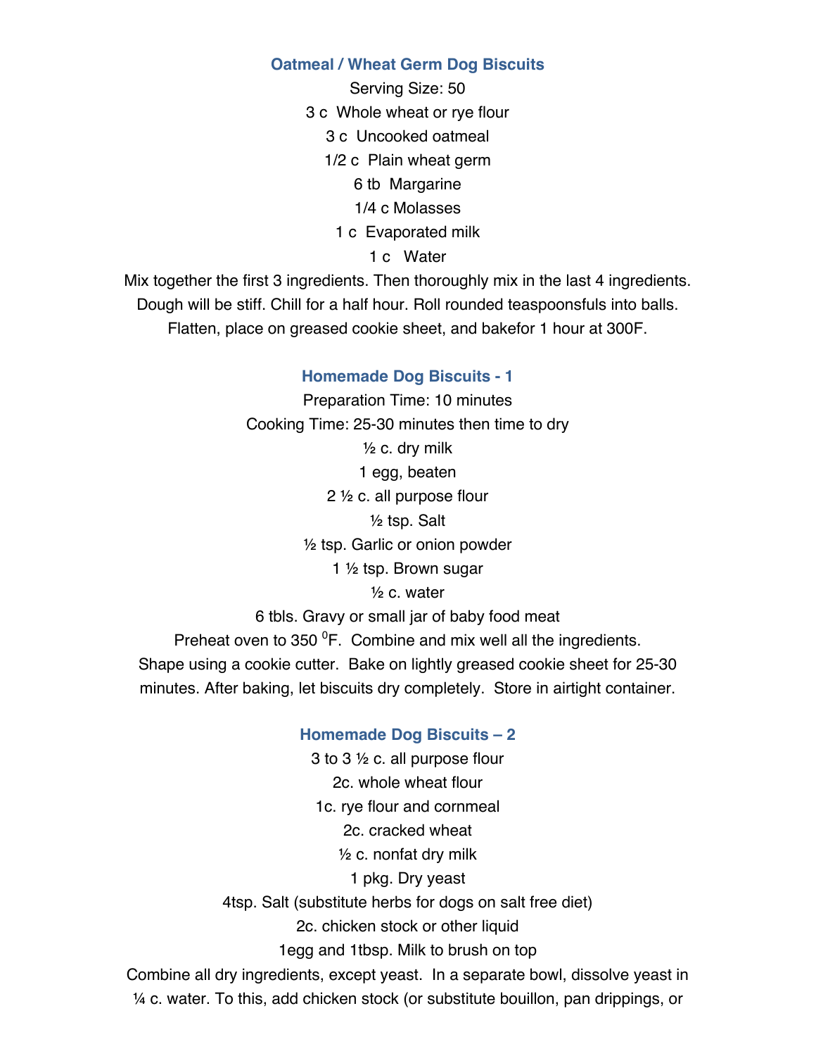### Oatmeal / Wheat Germ Dog Biscuits

Serving Size: 50

3 c  Whole wheat or rye flour

3 c  Uncooked oatmeal

1/2 c  Plain wheat germ

6 tb  Margarine

1/4 c Molasses

1 c  Evaporated milk

1 c   Water

Mix together the first 3 ingredients. Then thoroughly mix in the last 4 ingredients. Dough will be stiff. Chill for a half hour. Roll rounded teaspoonfuls into balls. Flatten, place on greased cookie sheet, and bakefor 1 hour at 300F.

### Homemade Dog Biscuits - 1

Preparation Time: 10 minutes

Cooking Time: 25-30 minutes then time to dry

½ c. dry milk

1 egg, beaten

2 ½ c. all purpose flour

½ tsp. Salt

½ tsp. Garlic or onion powder

1 ½ tsp. Brown sugar

½ c. water

6 tbls. Gravy or small jar of baby food meat

Preheat oven to 350 $^0$F.  Combine and mix well all the ingredients. Shape using a cookie cutter.  Bake on lightly greased cookie sheet for 25-30 minutes. After baking, let biscuits dry completely.  Store in airtight container.

### Homemade Dog Biscuits – 2

3 to 3 ½ c. all purpose flour

2c. whole wheat flour

1c. rye flour and cornmeal

2c. cracked wheat

½ c. nonfat dry milk

1 pkg. Dry yeast

4tsp. Salt (substitute herbs for dogs on salt free diet)

2c. chicken stock or other liquid

1egg and 1tbsp. Milk to brush on top

Combine all dry ingredients, except yeast.  In a separate bowl, dissolve yeast in ¼ c. water. To this, add chicken stock (or substitute bouillon, pan drippings, or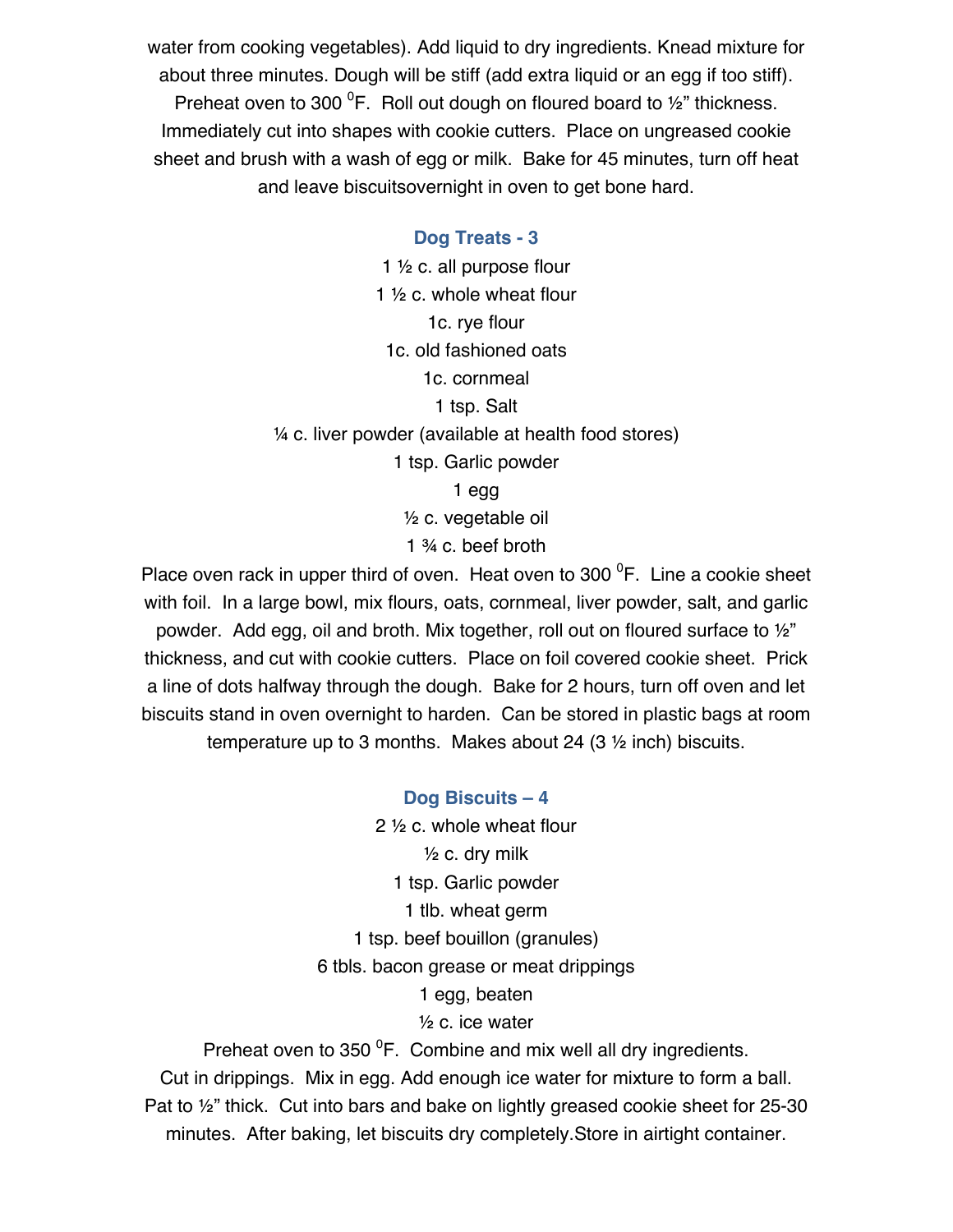water from cooking vegetables). Add liquid to dry ingredients. Knead mixture for about three minutes. Dough will be stiff (add extra liquid or an egg if too stiff). Preheat oven to 300 $^0$F. Roll out dough on floured board to ½" thickness. Immediately cut into shapes with cookie cutters. Place on ungreased cookie sheet and brush with a wash of egg or milk. Bake for 45 minutes, turn off heat and leave biscuitsovernight in oven to get bone hard.

## Dog Treats - 3

1 ½ c. all purpose flour
1 ½ c. whole wheat flour
1c. rye flour
1c. old fashioned oats
1c. cornmeal
1 tsp. Salt
¼ c. liver powder (available at health food stores)
1 tsp. Garlic powder
1 egg
½ c. vegetable oil
1 ¾ c. beef broth

Place oven rack in upper third of oven. Heat oven to 300 $^0$F. Line a cookie sheet with foil. In a large bowl, mix flours, oats, cornmeal, liver powder, salt, and garlic powder. Add egg, oil and broth. Mix together, roll out on floured surface to ½" thickness, and cut with cookie cutters. Place on foil covered cookie sheet. Prick a line of dots halfway through the dough. Bake for 2 hours, turn off oven and let biscuits stand in oven overnight to harden. Can be stored in plastic bags at room temperature up to 3 months. Makes about 24 (3 ½ inch) biscuits.

## Dog Biscuits – 4

2 ½ c. whole wheat flour
½ c. dry milk
1 tsp. Garlic powder
1 tlb. wheat germ
1 tsp. beef bouillon (granules)
6 tbls. bacon grease or meat drippings
1 egg, beaten
½ c. ice water

Preheat oven to 350 $^0$F. Combine and mix well all dry ingredients. Cut in drippings. Mix in egg. Add enough ice water for mixture to form a ball. Pat to ½" thick. Cut into bars and bake on lightly greased cookie sheet for 25-30 minutes. After baking, let biscuits dry completely.Store in airtight container.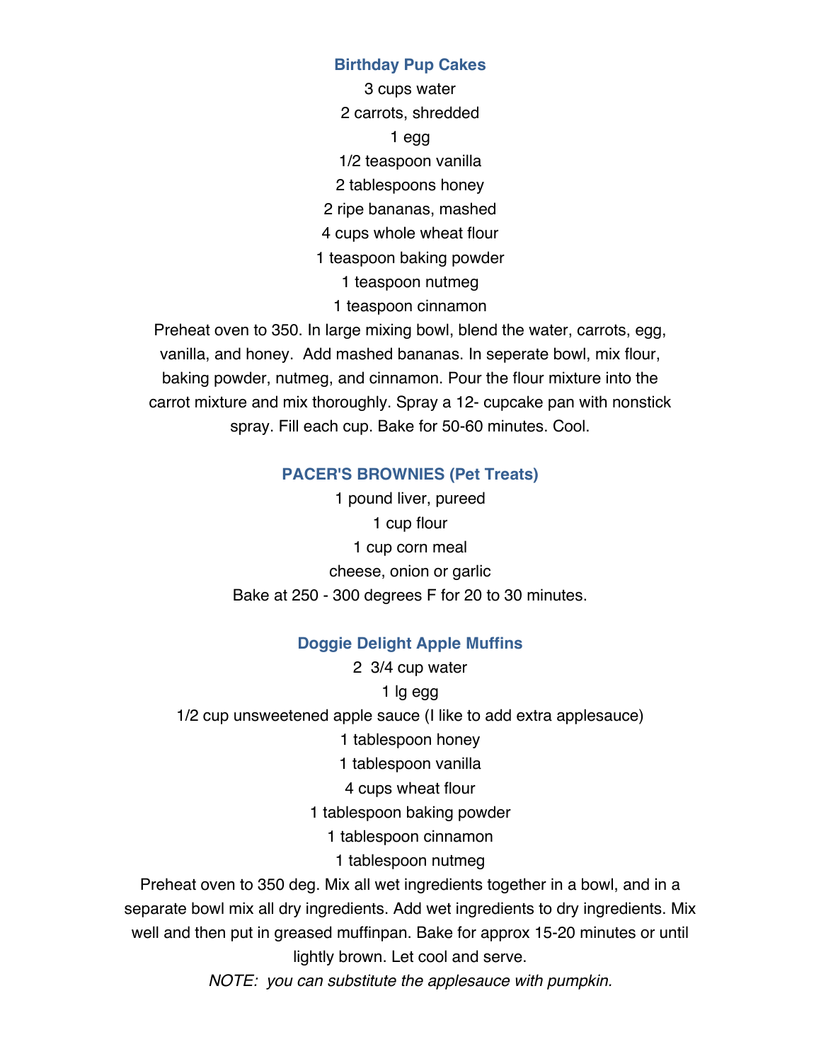### Birthday Pup Cakes

3 cups water
2 carrots, shredded
1 egg
1/2 teaspoon vanilla
2 tablespoons honey
2 ripe bananas, mashed
4 cups whole wheat flour
1 teaspoon baking powder
1 teaspoon nutmeg
1 teaspoon cinnamon

Preheat oven to 350. In large mixing bowl, blend the water, carrots, egg, vanilla, and honey. Add mashed bananas. In seperate bowl, mix flour, baking powder, nutmeg, and cinnamon. Pour the flour mixture into the carrot mixture and mix thoroughly. Spray a 12- cupcake pan with nonstick spray. Fill each cup. Bake for 50-60 minutes. Cool.

### PACER'S BROWNIES (Pet Treats)

1 pound liver, pureed
1 cup flour
1 cup corn meal
cheese, onion or garlic

Bake at 250 - 300 degrees F for 20 to 30 minutes.

### Doggie Delight Apple Muffins

2 3/4 cup water
1 lg egg
1/2 cup unsweetened apple sauce (I like to add extra applesauce)
1 tablespoon honey
1 tablespoon vanilla
4 cups wheat flour
1 tablespoon baking powder
1 tablespoon cinnamon
1 tablespoon nutmeg

Preheat oven to 350 deg. Mix all wet ingredients together in a bowl, and in a separate bowl mix all dry ingredients. Add wet ingredients to dry ingredients. Mix well and then put in greased muffinpan. Bake for approx 15-20 minutes or until lightly brown. Let cool and serve.

*NOTE: you can substitute the applesauce with pumpkin.*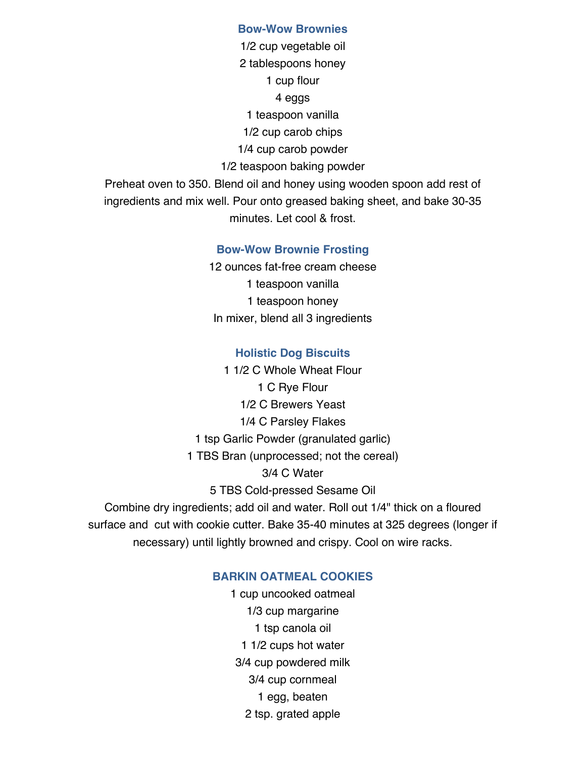## Bow-Wow Brownies

1/2 cup vegetable oil
2 tablespoons honey
1 cup flour
4 eggs
1 teaspoon vanilla
1/2 cup carob chips
1/4 cup carob powder
1/2 teaspoon baking powder

Preheat oven to 350. Blend oil and honey using wooden spoon add rest of ingredients and mix well. Pour onto greased baking sheet, and bake 30-35 minutes. Let cool & frost.

## Bow-Wow Brownie Frosting

12 ounces fat-free cream cheese
1 teaspoon vanilla
1 teaspoon honey

In mixer, blend all 3 ingredients

## Holistic Dog Biscuits

1 1/2 C Whole Wheat Flour
1 C Rye Flour
1/2 C Brewers Yeast
1/4 C Parsley Flakes
1 tsp Garlic Powder (granulated garlic)
1 TBS Bran (unprocessed; not the cereal)
3/4 C Water
5 TBS Cold-pressed Sesame Oil

Combine dry ingredients; add oil and water. Roll out 1/4" thick on a floured surface and cut with cookie cutter. Bake 35-40 minutes at 325 degrees (longer if necessary) until lightly browned and crispy. Cool on wire racks.

## BARKIN OATMEAL COOKIES

1 cup uncooked oatmeal
1/3 cup margarine
1 tsp canola oil
1 1/2 cups hot water
3/4 cup powdered milk
3/4 cup cornmeal
1 egg, beaten
2 tsp. grated apple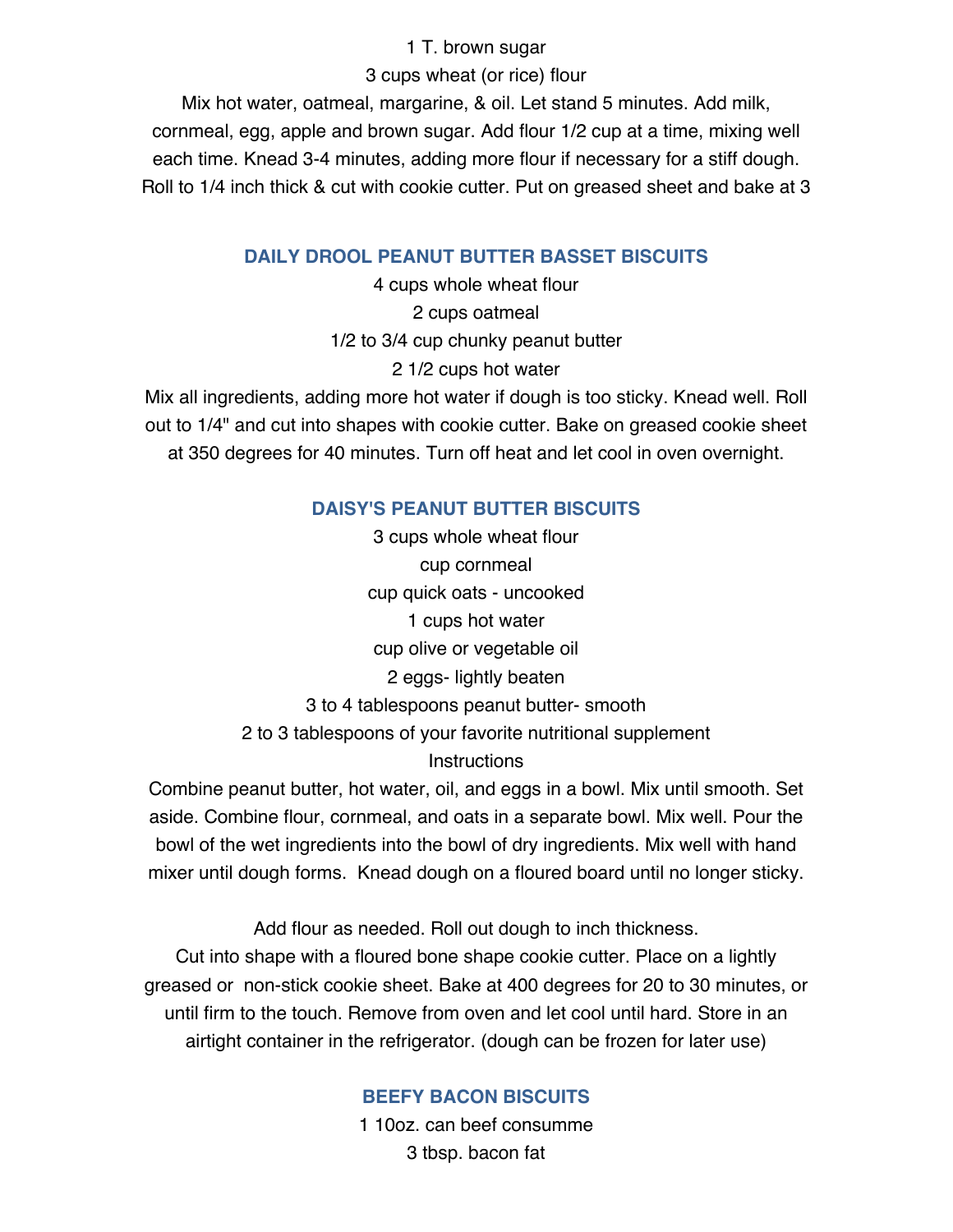1 T. brown sugar

3 cups wheat (or rice) flour

Mix hot water, oatmeal, margarine, & oil. Let stand 5 minutes. Add milk, cornmeal, egg, apple and brown sugar. Add flour 1/2 cup at a time, mixing well each time. Knead 3-4 minutes, adding more flour if necessary for a stiff dough. Roll to 1/4 inch thick & cut with cookie cutter. Put on greased sheet and bake at 3

### DAILY DROOL PEANUT BUTTER BASSET BISCUITS

4 cups whole wheat flour

2 cups oatmeal

1/2 to 3/4 cup chunky peanut butter

2 1/2 cups hot water

Mix all ingredients, adding more hot water if dough is too sticky. Knead well. Roll out to 1/4" and cut into shapes with cookie cutter. Bake on greased cookie sheet at 350 degrees for 40 minutes. Turn off heat and let cool in oven overnight.

### DAISY'S PEANUT BUTTER BISCUITS

3 cups whole wheat flour

cup cornmeal

cup quick oats - uncooked

1 cups hot water

cup olive or vegetable oil

2 eggs- lightly beaten

3 to 4 tablespoons peanut butter- smooth

2 to 3 tablespoons of your favorite nutritional supplement

Instructions

Combine peanut butter, hot water, oil, and eggs in a bowl. Mix until smooth. Set aside. Combine flour, cornmeal, and oats in a separate bowl. Mix well. Pour the bowl of the wet ingredients into the bowl of dry ingredients. Mix well with hand mixer until dough forms. Knead dough on a floured board until no longer sticky.

Add flour as needed. Roll out dough to inch thickness.

Cut into shape with a floured bone shape cookie cutter. Place on a lightly greased or non-stick cookie sheet. Bake at 400 degrees for 20 to 30 minutes, or until firm to the touch. Remove from oven and let cool until hard. Store in an airtight container in the refrigerator. (dough can be frozen for later use)

### BEEFY BACON BISCUITS

1 10oz. can beef consumme

3 tbsp. bacon fat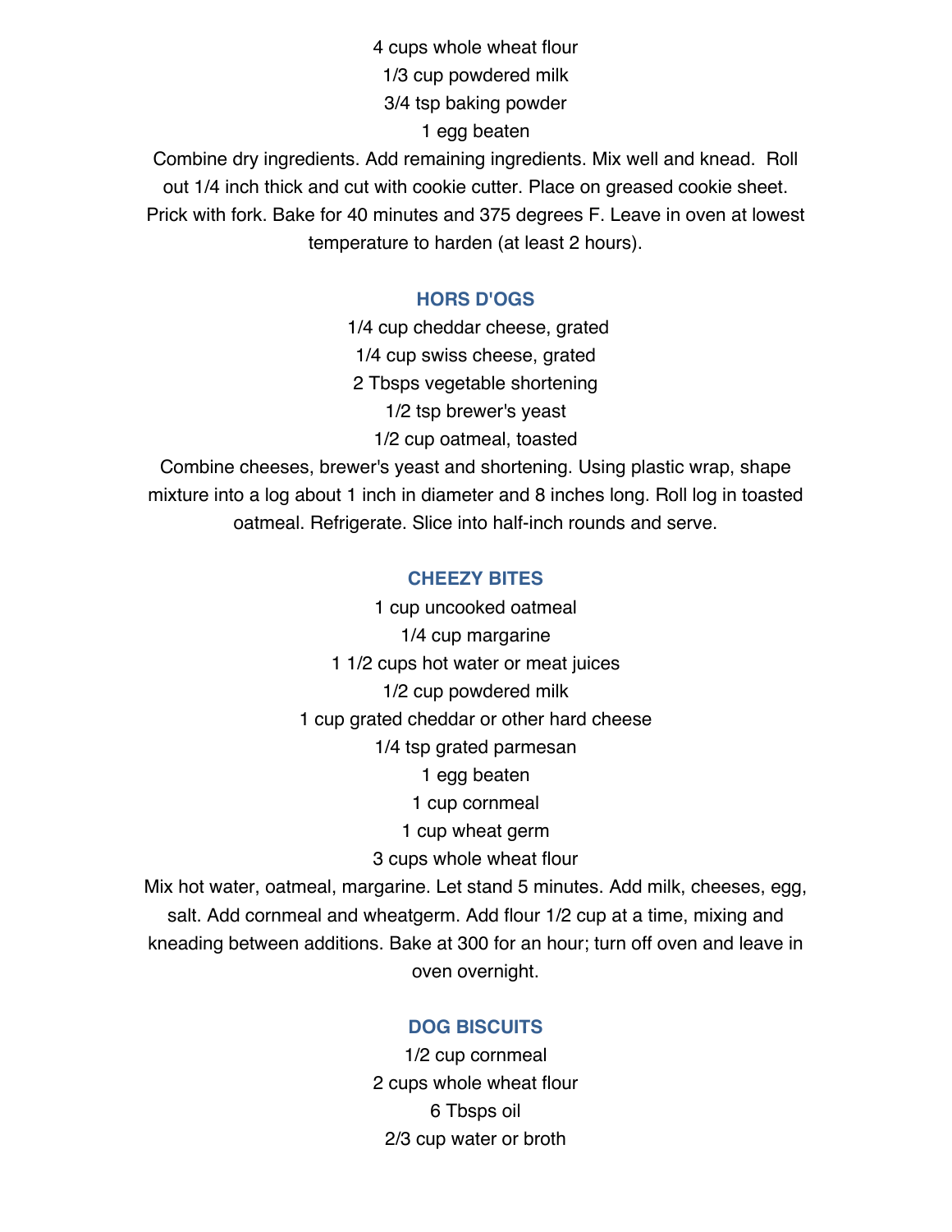4 cups whole wheat flour
1/3 cup powdered milk
3/4 tsp baking powder
1 egg beaten

Combine dry ingredients. Add remaining ingredients. Mix well and knead. Roll out 1/4 inch thick and cut with cookie cutter. Place on greased cookie sheet. Prick with fork. Bake for 40 minutes and 375 degrees F. Leave in oven at lowest temperature to harden (at least 2 hours).

### HORS D'OGS

1/4 cup cheddar cheese, grated
1/4 cup swiss cheese, grated
2 Tbsps vegetable shortening
1/2 tsp brewer's yeast
1/2 cup oatmeal, toasted

Combine cheeses, brewer's yeast and shortening. Using plastic wrap, shape mixture into a log about 1 inch in diameter and 8 inches long. Roll log in toasted oatmeal. Refrigerate. Slice into half-inch rounds and serve.

### CHEEZY BITES

1 cup uncooked oatmeal
1/4 cup margarine
1 1/2 cups hot water or meat juices
1/2 cup powdered milk
1 cup grated cheddar or other hard cheese
1/4 tsp grated parmesan
1 egg beaten
1 cup cornmeal
1 cup wheat germ
3 cups whole wheat flour

Mix hot water, oatmeal, margarine. Let stand 5 minutes. Add milk, cheeses, egg, salt. Add cornmeal and wheatgerm. Add flour 1/2 cup at a time, mixing and kneading between additions. Bake at 300 for an hour; turn off oven and leave in oven overnight.

### DOG BISCUITS

1/2 cup cornmeal
2 cups whole wheat flour
6 Tbsps oil
2/3 cup water or broth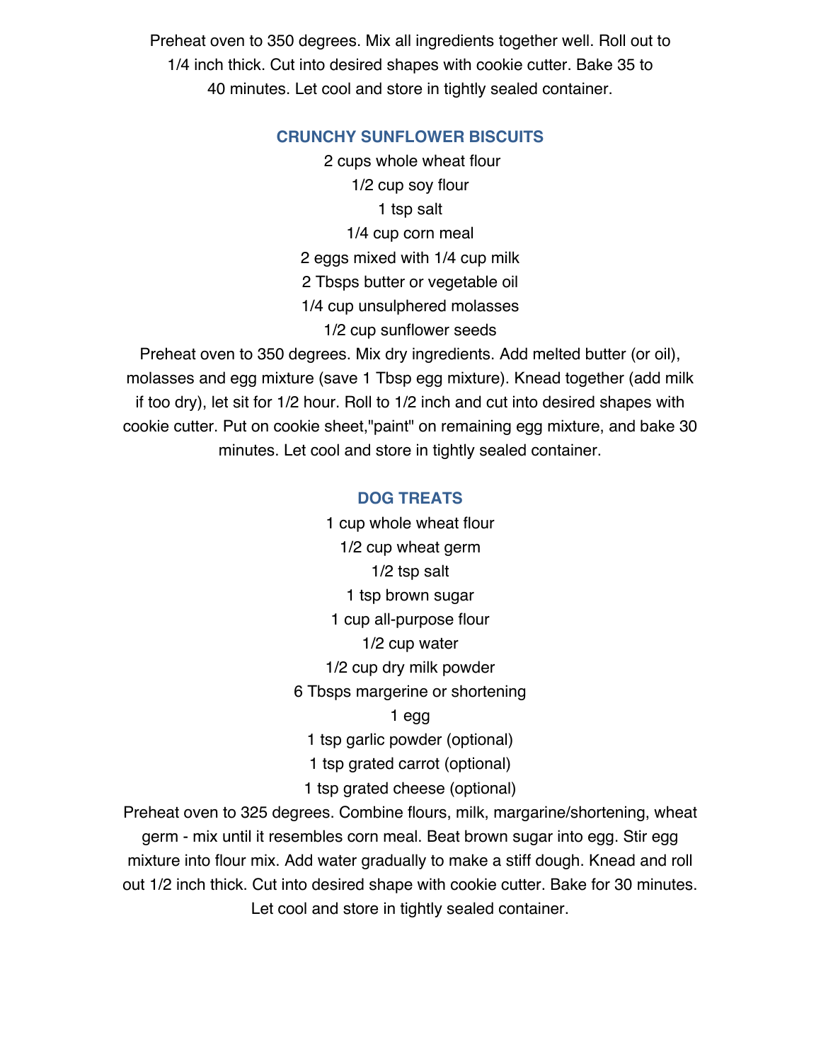Preheat oven to 350 degrees. Mix all ingredients together well. Roll out to 1/4 inch thick. Cut into desired shapes with cookie cutter. Bake 35 to 40 minutes. Let cool and store in tightly sealed container.

## CRUNCHY SUNFLOWER BISCUITS

2 cups whole wheat flour
1/2 cup soy flour
1 tsp salt
1/4 cup corn meal
2 eggs mixed with 1/4 cup milk
2 Tbsps butter or vegetable oil
1/4 cup unsulphered molasses
1/2 cup sunflower seeds

Preheat oven to 350 degrees. Mix dry ingredients. Add melted butter (or oil), molasses and egg mixture (save 1 Tbsp egg mixture). Knead together (add milk if too dry), let sit for 1/2 hour. Roll to 1/2 inch and cut into desired shapes with cookie cutter. Put on cookie sheet,"paint" on remaining egg mixture, and bake 30 minutes. Let cool and store in tightly sealed container.

## DOG TREATS

1 cup whole wheat flour
1/2 cup wheat germ
1/2 tsp salt
1 tsp brown sugar
1 cup all-purpose flour
1/2 cup water
1/2 cup dry milk powder
6 Tbsps margerine or shortening
1 egg
1 tsp garlic powder (optional)
1 tsp grated carrot (optional)
1 tsp grated cheese (optional)

Preheat oven to 325 degrees. Combine flours, milk, margerine/shortening, wheat germ - mix until it resembles corn meal. Beat brown sugar into egg. Stir egg mixture into flour mix. Add water gradually to make a stiff dough. Knead and roll out 1/2 inch thick. Cut into desired shape with cookie cutter. Bake for 30 minutes. Let cool and store in tightly sealed container.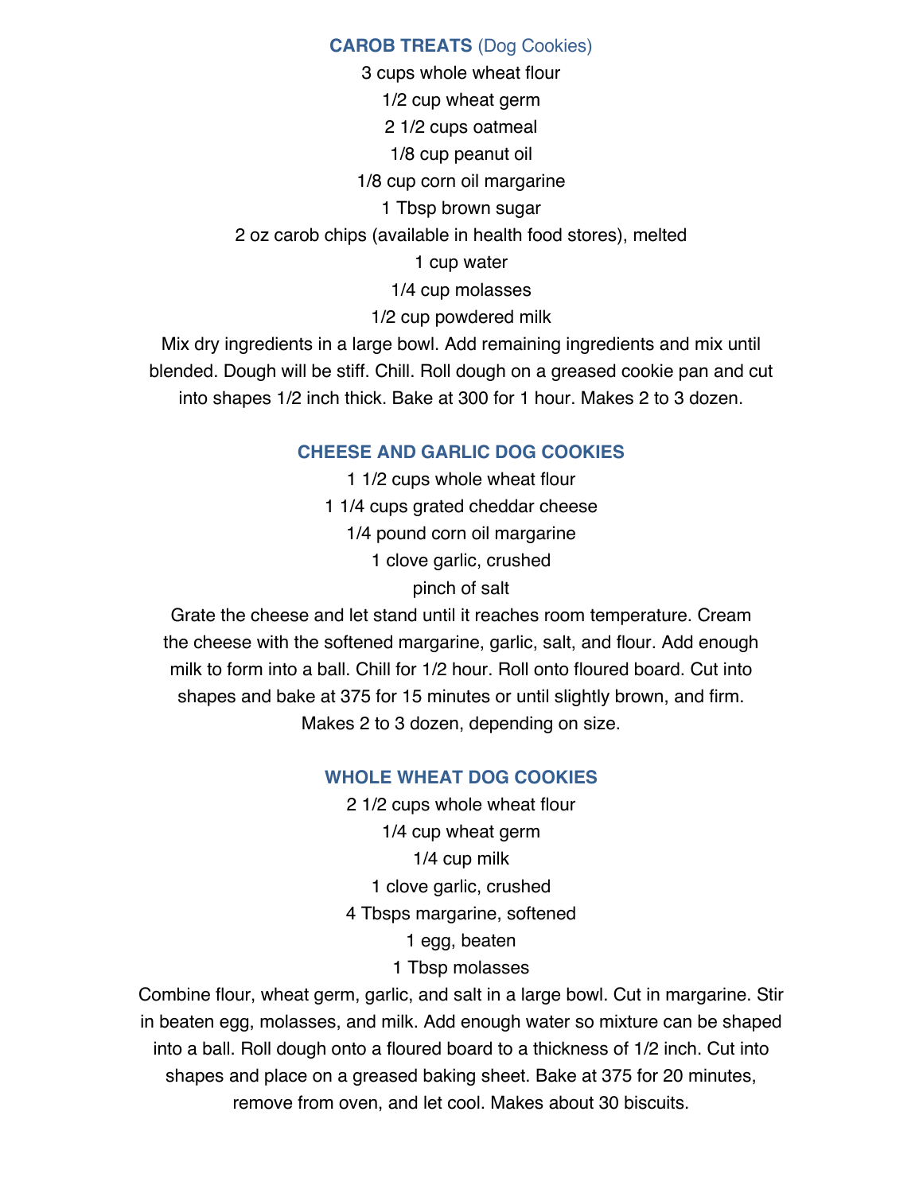## **CAROB TREATS** (Dog Cookies)

3 cups whole wheat flour
1/2 cup wheat germ
2 1/2 cups oatmeal
1/8 cup peanut oil
1/8 cup corn oil margarine
1 Tbsp brown sugar
2 oz carob chips (available in health food stores), melted
1 cup water
1/4 cup molasses
1/2 cup powdered milk

Mix dry ingredients in a large bowl. Add remaining ingredients and mix until blended. Dough will be stiff. Chill. Roll dough on a greased cookie pan and cut into shapes 1/2 inch thick. Bake at 300 for 1 hour. Makes 2 to 3 dozen.

## CHEESE AND GARLIC DOG COOKIES

1 1/2 cups whole wheat flour
1 1/4 cups grated cheddar cheese
1/4 pound corn oil margarine
1 clove garlic, crushed
pinch of salt

Grate the cheese and let stand until it reaches room temperature. Cream the cheese with the softened margarine, garlic, salt, and flour. Add enough milk to form into a ball. Chill for 1/2 hour. Roll onto floured board. Cut into shapes and bake at 375 for 15 minutes or until slightly brown, and firm. Makes 2 to 3 dozen, depending on size.

## WHOLE WHEAT DOG COOKIES

2 1/2 cups whole wheat flour
1/4 cup wheat germ
1/4 cup milk
1 clove garlic, crushed
4 Tbsps margarine, softened
1 egg, beaten
1 Tbsp molasses

Combine flour, wheat germ, garlic, and salt in a large bowl. Cut in margarine. Stir in beaten egg, molasses, and milk. Add enough water so mixture can be shaped into a ball. Roll dough onto a floured board to a thickness of 1/2 inch. Cut into shapes and place on a greased baking sheet. Bake at 375 for 20 minutes, remove from oven, and let cool. Makes about 30 biscuits.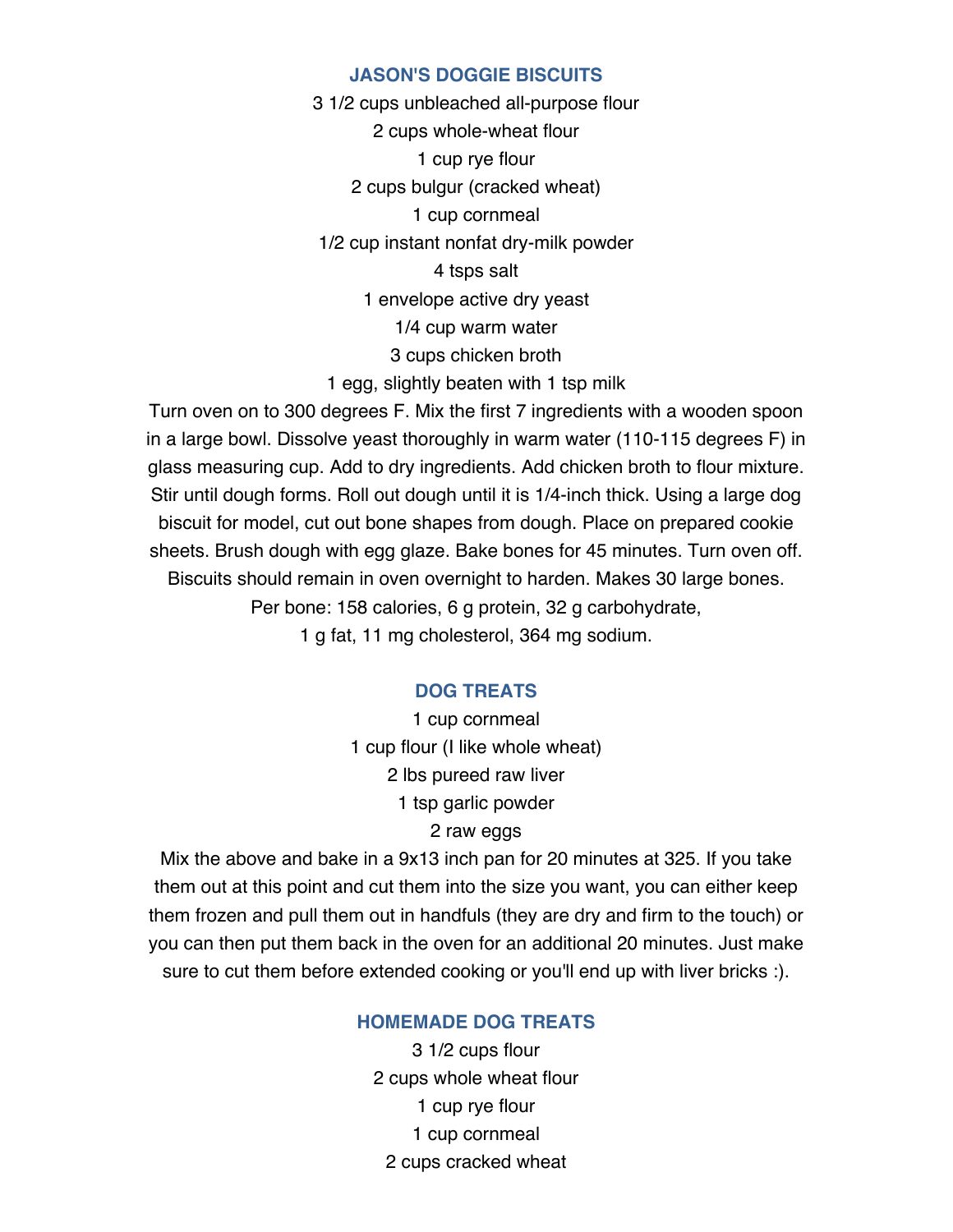## JASON'S DOGGIE BISCUITS

3 1/2 cups unbleached all-purpose flour
2 cups whole-wheat flour
1 cup rye flour
2 cups bulgur (cracked wheat)
1 cup cornmeal
1/2 cup instant nonfat dry-milk powder
4 tsps salt
1 envelope active dry yeast
1/4 cup warm water
3 cups chicken broth
1 egg, slightly beaten with 1 tsp milk

Turn oven on to 300 degrees F. Mix the first 7 ingredients with a wooden spoon in a large bowl. Dissolve yeast thoroughly in warm water (110-115 degrees F) in glass measuring cup. Add to dry ingredients. Add chicken broth to flour mixture. Stir until dough forms. Roll out dough until it is 1/4-inch thick. Using a large dog biscuit for model, cut out bone shapes from dough. Place on prepared cookie sheets. Brush dough with egg glaze. Bake bones for 45 minutes. Turn oven off. Biscuits should remain in oven overnight to harden. Makes 30 large bones.

Per bone: 158 calories, 6 g protein, 32 g carbohydrate,
1 g fat, 11 mg cholesterol, 364 mg sodium.

## DOG TREATS

1 cup cornmeal
1 cup flour (I like whole wheat)
2 lbs pureed raw liver
1 tsp garlic powder
2 raw eggs

Mix the above and bake in a 9x13 inch pan for 20 minutes at 325. If you take them out at this point and cut them into the size you want, you can either keep them frozen and pull them out in handfuls (they are dry and firm to the touch) or you can then put them back in the oven for an additional 20 minutes. Just make sure to cut them before extended cooking or you'll end up with liver bricks :).

## HOMEMADE DOG TREATS

3 1/2 cups flour
2 cups whole wheat flour
1 cup rye flour
1 cup cornmeal
2 cups cracked wheat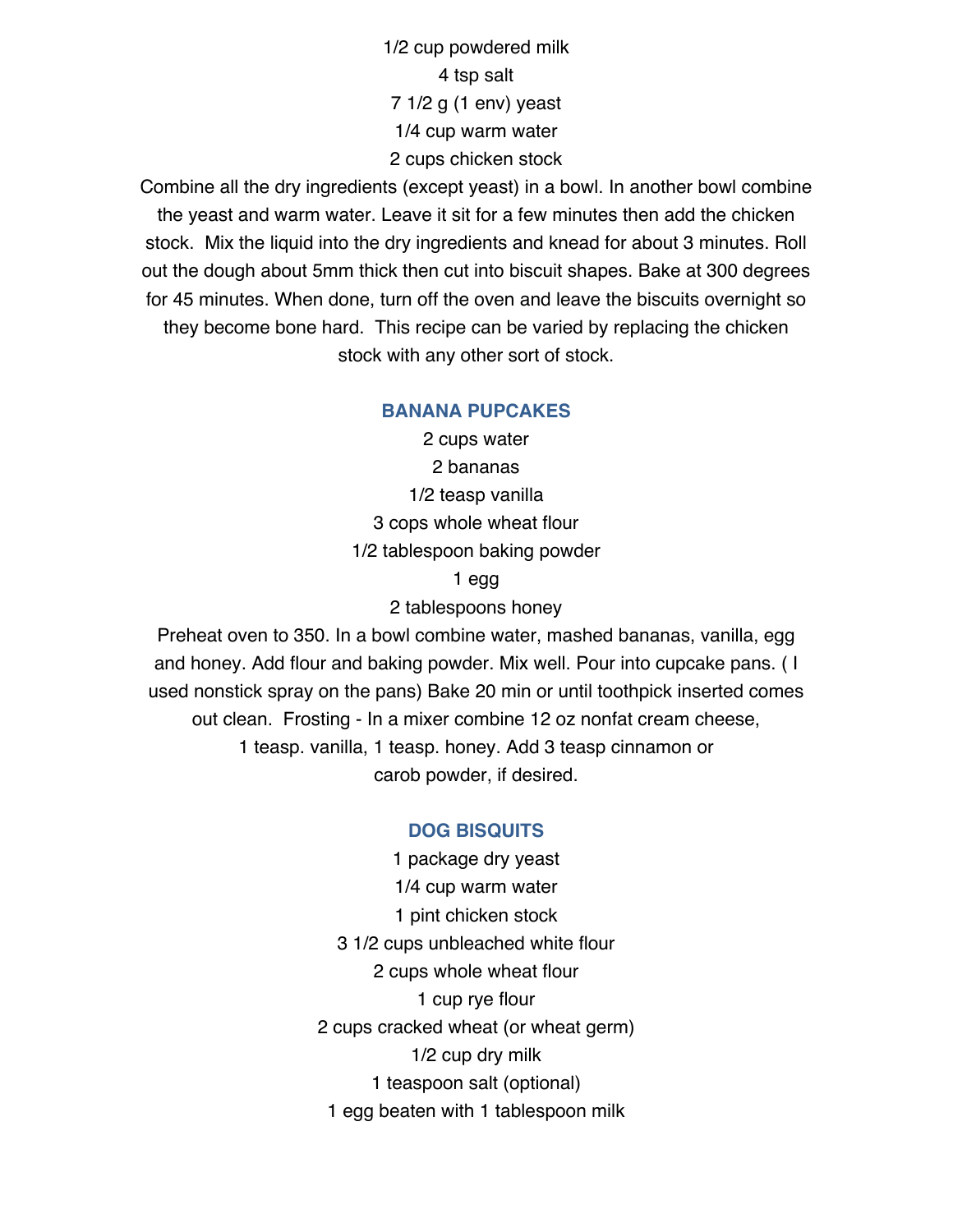1/2 cup powdered milk

4 tsp salt

7 1/2 g (1 env) yeast

1/4 cup warm water

2 cups chicken stock

Combine all the dry ingredients (except yeast) in a bowl. In another bowl combine the yeast and warm water. Leave it sit for a few minutes then add the chicken stock. Mix the liquid into the dry ingredients and knead for about 3 minutes. Roll out the dough about 5mm thick then cut into biscuit shapes. Bake at 300 degrees for 45 minutes. When done, turn off the oven and leave the biscuits overnight so they become bone hard. This recipe can be varied by replacing the chicken stock with any other sort of stock.

## BANANA PUPCAKES

2 cups water

2 bananas

1/2 teasp vanilla

3 cops whole wheat flour

1/2 tablespoon baking powder

1 egg

2 tablespoons honey

Preheat oven to 350. In a bowl combine water, mashed bananas, vanilla, egg and honey. Add flour and baking powder. Mix well. Pour into cupcake pans. ( I used nonstick spray on the pans) Bake 20 min or until toothpick inserted comes out clean. Frosting - In a mixer combine 12 oz nonfat cream cheese, 1 teasp. vanilla, 1 teasp. honey. Add 3 teasp cinnamon or carob powder, if desired.

## DOG BISQUITS

1 package dry yeast

1/4 cup warm water

1 pint chicken stock

3 1/2 cups unbleached white flour

2 cups whole wheat flour

1 cup rye flour

2 cups cracked wheat (or wheat germ)

1/2 cup dry milk

1 teaspoon salt (optional)

1 egg beaten with 1 tablespoon milk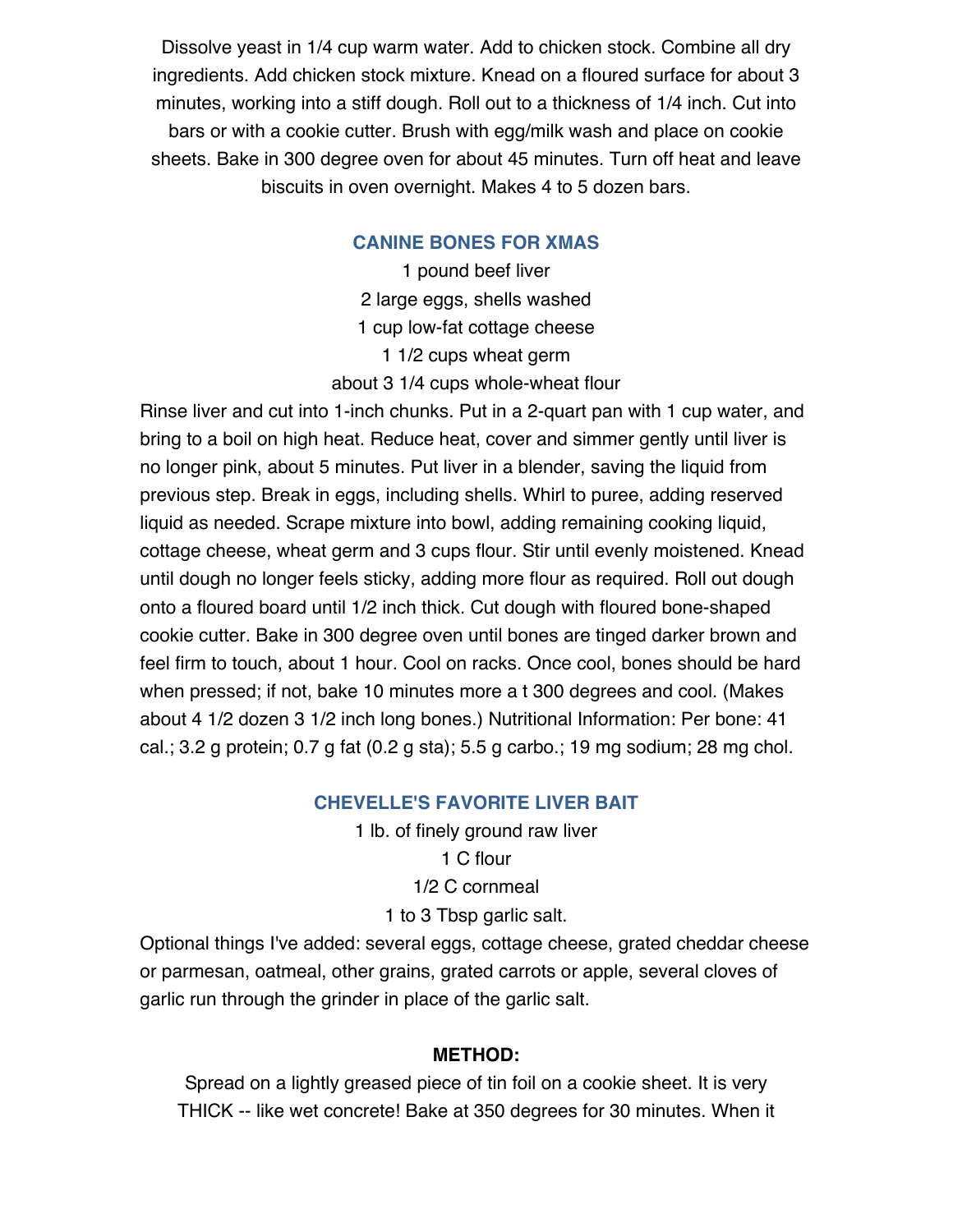Dissolve yeast in 1/4 cup warm water. Add to chicken stock. Combine all dry ingredients. Add chicken stock mixture. Knead on a floured surface for about 3 minutes, working into a stiff dough. Roll out to a thickness of 1/4 inch. Cut into bars or with a cookie cutter. Brush with egg/milk wash and place on cookie sheets. Bake in 300 degree oven for about 45 minutes. Turn off heat and leave biscuits in oven overnight. Makes 4 to 5 dozen bars.

### CANINE BONES FOR XMAS

1 pound beef liver
2 large eggs, shells washed
1 cup low-fat cottage cheese
1 1/2 cups wheat germ
about 3 1/4 cups whole-wheat flour

Rinse liver and cut into 1-inch chunks. Put in a 2-quart pan with 1 cup water, and bring to a boil on high heat. Reduce heat, cover and simmer gently until liver is no longer pink, about 5 minutes. Put liver in a blender, saving the liquid from previous step. Break in eggs, including shells. Whirl to puree, adding reserved liquid as needed. Scrape mixture into bowl, adding remaining cooking liquid, cottage cheese, wheat germ and 3 cups flour. Stir until evenly moistened. Knead until dough no longer feels sticky, adding more flour as required. Roll out dough onto a floured board until 1/2 inch thick. Cut dough with floured bone-shaped cookie cutter. Bake in 300 degree oven until bones are tinged darker brown and feel firm to touch, about 1 hour. Cool on racks. Once cool, bones should be hard when pressed; if not, bake 10 minutes more a t 300 degrees and cool. (Makes about 4 1/2 dozen 3 1/2 inch long bones.) Nutritional Information: Per bone: 41 cal.; 3.2 g protein; 0.7 g fat (0.2 g sta); 5.5 g carbo.; 19 mg sodium; 28 mg chol.

### CHEVELLE'S FAVORITE LIVER BAIT

1 lb. of finely ground raw liver
1 C flour
1/2 C cornmeal
1 to 3 Tbsp garlic salt.

Optional things I've added: several eggs, cottage cheese, grated cheddar cheese or parmesan, oatmeal, other grains, grated carrots or apple, several cloves of garlic run through the grinder in place of the garlic salt.

**METHOD:**

Spread on a lightly greased piece of tin foil on a cookie sheet. It is very THICK -- like wet concrete! Bake at 350 degrees for 30 minutes. When it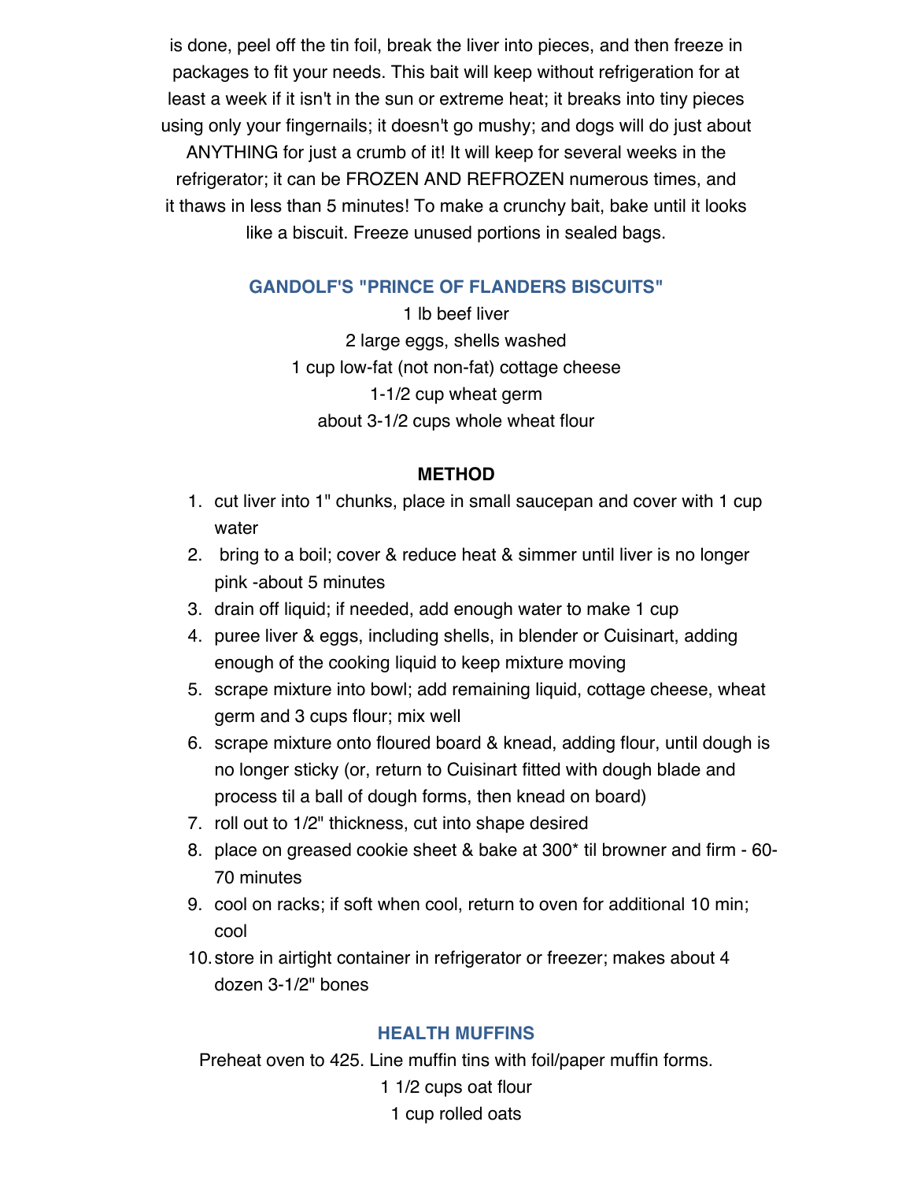is done, peel off the tin foil, break the liver into pieces, and then freeze in packages to fit your needs. This bait will keep without refrigeration for at least a week if it isn't in the sun or extreme heat; it breaks into tiny pieces using only your fingernails; it doesn't go mushy; and dogs will do just about ANYTHING for just a crumb of it! It will keep for several weeks in the refrigerator; it can be FROZEN AND REFROZEN numerous times, and it thaws in less than 5 minutes! To make a crunchy bait, bake until it looks like a biscuit. Freeze unused portions in sealed bags.

### GANDOLF'S "PRINCE OF FLANDERS BISCUITS"

1 lb beef liver
2 large eggs, shells washed
1 cup low-fat (not non-fat) cottage cheese
1-1/2 cup wheat germ
about 3-1/2 cups whole wheat flour

**METHOD**

1. cut liver into 1" chunks, place in small saucepan and cover with 1 cup water
2. bring to a boil; cover & reduce heat & simmer until liver is no longer pink -about 5 minutes
3. drain off liquid; if needed, add enough water to make 1 cup
4. puree liver & eggs, including shells, in blender or Cuisinart, adding enough of the cooking liquid to keep mixture moving
5. scrape mixture into bowl; add remaining liquid, cottage cheese, wheat germ and 3 cups flour; mix well
6. scrape mixture onto floured board & knead, adding flour, until dough is no longer sticky (or, return to Cuisinart fitted with dough blade and process til a ball of dough forms, then knead on board)
7. roll out to 1/2" thickness, cut into shape desired
8. place on greased cookie sheet & bake at 300* til browner and firm - 60-70 minutes
9. cool on racks; if soft when cool, return to oven for additional 10 min; cool
10. store in airtight container in refrigerator or freezer; makes about 4 dozen 3-1/2" bones

### HEALTH MUFFINS

Preheat oven to 425. Line muffin tins with foil/paper muffin forms.

1 1/2 cups oat flour
1 cup rolled oats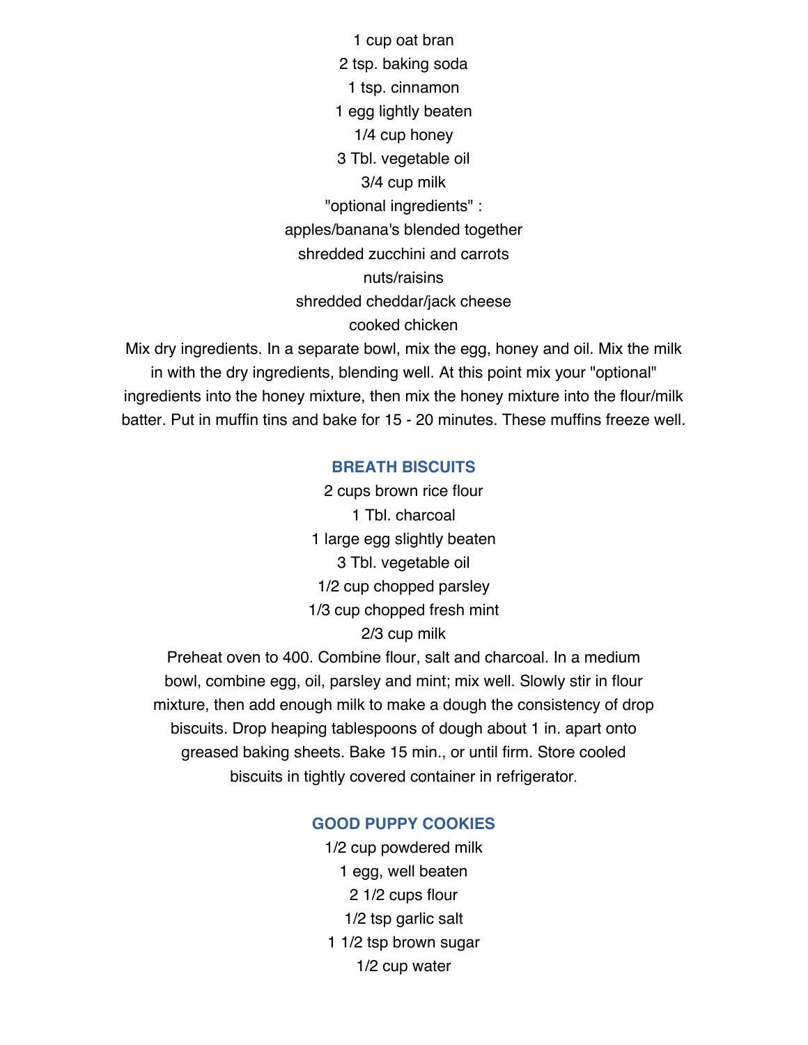1 cup oat bran  
2 tsp. baking soda  
1 tsp. cinnamon  
1 egg lightly beaten  
1/4 cup honey  
3 Tbl. vegetable oil  
3/4 cup milk  
"optional ingredients" :  
apples/banana's blended together  
shredded zucchini and carrots  
nuts/raisins  
shredded cheddar/jack cheese  
cooked chicken

Mix dry ingredients. In a separate bowl, mix the egg, honey and oil. Mix the milk in with the dry ingredients, blending well. At this point mix your "optional" ingredients into the honey mixture, then mix the honey mixture into the flour/milk batter. Put in muffin tins and bake for 15 - 20 minutes. These muffins freeze well.

### BREATH BISCUITS

2 cups brown rice flour  
1 Tbl. charcoal  
1 large egg slightly beaten  
3 Tbl. vegetable oil  
1/2 cup chopped parsley  
1/3 cup chopped fresh mint  
2/3 cup milk

Preheat oven to 400. Combine flour, salt and charcoal. In a medium bowl, combine egg, oil, parsley and mint; mix well. Slowly stir in flour mixture, then add enough milk to make a dough the consistency of drop biscuits. Drop heaping tablespoons of dough about 1 in. apart onto greased baking sheets. Bake 15 min., or until firm. Store cooled biscuits in tightly covered container in refrigerator.

### GOOD PUPPY COOKIES

1/2 cup powdered milk  
1 egg, well beaten  
2 1/2 cups flour  
1/2 tsp garlic salt  
1 1/2 tsp brown sugar  
1/2 cup water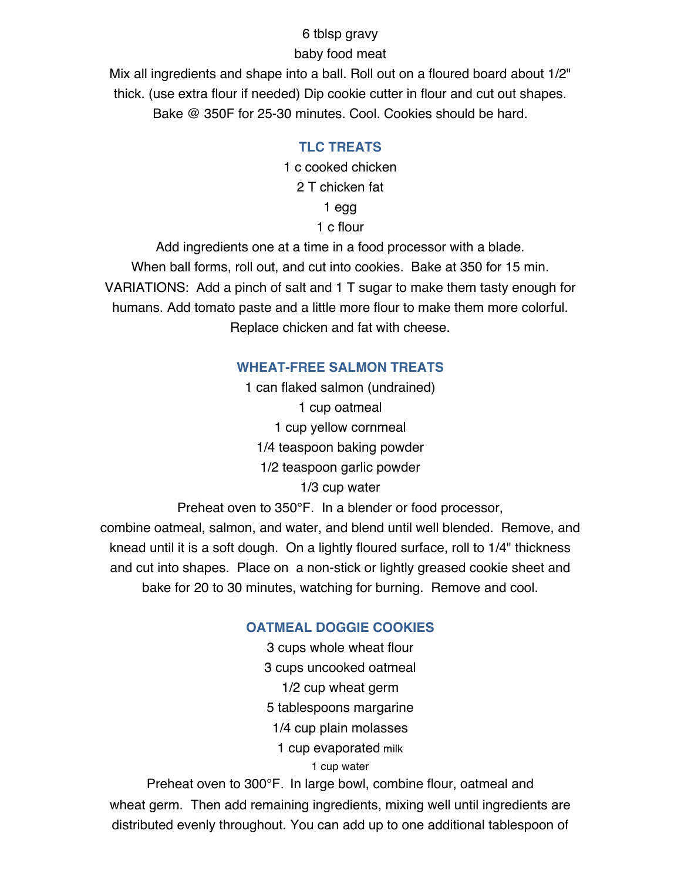6 tblsp gravy

baby food meat

Mix all ingredients and shape into a ball. Roll out on a floured board about 1/2" thick. (use extra flour if needed) Dip cookie cutter in flour and cut out shapes. Bake @ 350F for 25-30 minutes. Cool. Cookies should be hard.

### TLC TREATS

1 c cooked chicken

2 T chicken fat

1 egg

1 c flour

Add ingredients one at a time in a food processor with a blade. When ball forms, roll out, and cut into cookies. Bake at 350 for 15 min. VARIATIONS: Add a pinch of salt and 1 T sugar to make them tasty enough for humans. Add tomato paste and a little more flour to make them more colorful. Replace chicken and fat with cheese.

### WHEAT-FREE SALMON TREATS

1 can flaked salmon (undrained)

1 cup oatmeal

1 cup yellow cornmeal

1/4 teaspoon baking powder

1/2 teaspoon garlic powder

1/3 cup water

Preheat oven to 350°F. In a blender or food processor, combine oatmeal, salmon, and water, and blend until well blended. Remove, and knead until it is a soft dough. On a lightly floured surface, roll to 1/4" thickness and cut into shapes. Place on a non-stick or lightly greased cookie sheet and bake for 20 to 30 minutes, watching for burning. Remove and cool.

### OATMEAL DOGGIE COOKIES

3 cups whole wheat flour

3 cups uncooked oatmeal

1/2 cup wheat germ

5 tablespoons margarine

1/4 cup plain molasses

1 cup evaporated milk

1 cup water

Preheat oven to 300°F. In large bowl, combine flour, oatmeal and wheat germ. Then add remaining ingredients, mixing well until ingredients are distributed evenly throughout. You can add up to one additional tablespoon of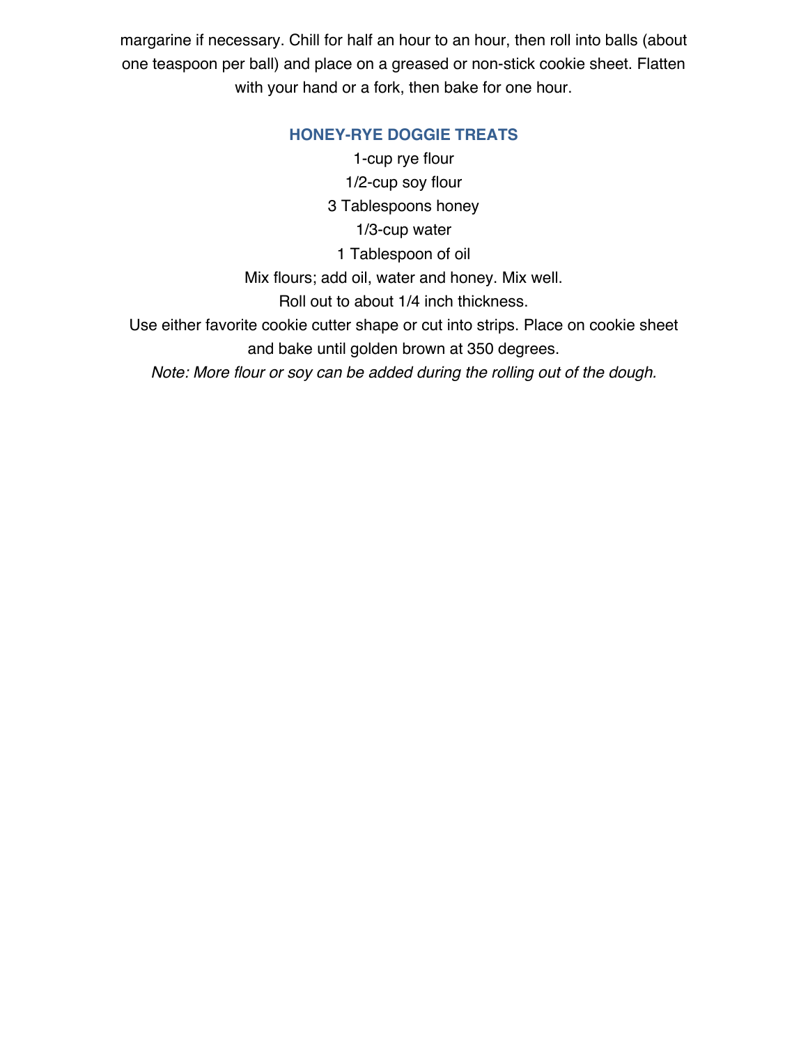margarine if necessary. Chill for half an hour to an hour, then roll into balls (about one teaspoon per ball) and place on a greased or non-stick cookie sheet. Flatten with your hand or a fork, then bake for one hour.

### HONEY-RYE DOGGIE TREATS

1-cup rye flour

1/2-cup soy flour

3 Tablespoons honey

1/3-cup water

1 Tablespoon of oil

Mix flours; add oil, water and honey. Mix well.

Roll out to about 1/4 inch thickness.

Use either favorite cookie cutter shape or cut into strips. Place on cookie sheet and bake until golden brown at 350 degrees.

*Note: More flour or soy can be added during the rolling out of the dough.*